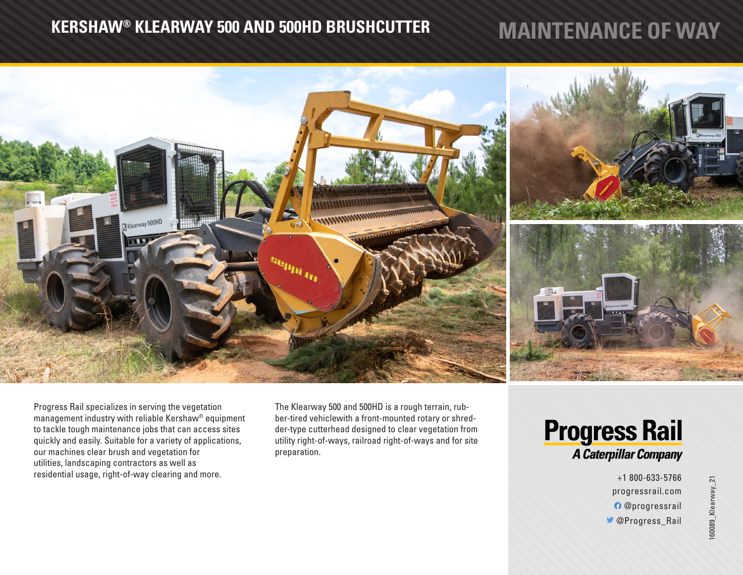# KERSHAW® KLEARWAY 500 AND 500HD BRUSHCUTTER

## MAINTENANCE OF WAY

Progress Rail specializes in serving the vegetation management industry with reliable Kershaw® equipment to tackle tough maintenance jobs that can access sites quickly and easily. Suitable for a variety of applications, our machines clear brush and vegetation for utilities, landscaping contractors as well as residential usage, right-of-way clearing and more.

The Klearway 500 and 500HD is a rough terrain, rubber-tired vehiclewith a front-mounted rotary or shredder-type cutterhead designed to clear vegetation from utility right-of-ways, railroad right-of-ways and for site preparation.

**Progress Rail**
*A Caterpillar Company*

+1 800-633-5766
progressrail.com
@progressrail
@Progress_Rail

160089_Klearway_21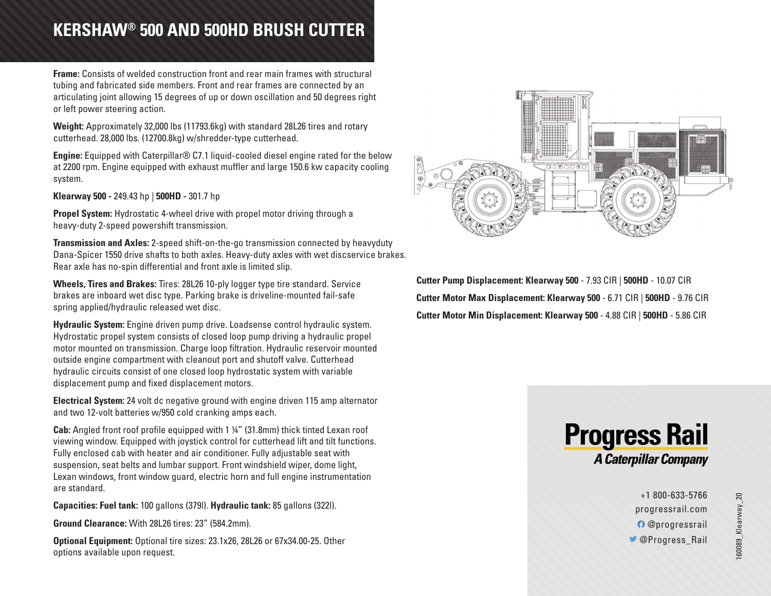# KERSHAW® 500 AND 500HD BRUSH CUTTER

**Frame:** Consists of welded construction front and rear main frames with structural tubing and fabricated side members. Front and rear frames are connected by an articulating joint allowing 15 degrees of up or down oscillation and 50 degrees right or left power steering action.

**Weight:** Approximately 32,000 lbs (11793.6kg) with standard 28L26 tires and rotary cutterhead. 28,000 lbs. (12700.8kg) w/shredder-type cutterhead.

**Engine:** Equipped with Caterpillar® C7.1 liquid-cooled diesel engine rated for the below at 2200 rpm. Engine equipped with exhaust muffler and large 150.6 kw capacity cooling system.

**Klearway 500 -** 249.43 hp | **500HD -** 301.7 hp

**Propel System:** Hydrostatic 4-wheel drive with propel motor driving through a heavy-duty 2-speed powershift transmission.

**Transmission and Axles:** 2-speed shift-on-the-go transmission connected by heavyduty Dana-Spicer 1550 drive shafts to both axles. Heavy-duty axles with wet discservice brakes. Rear axle has no-spin differential and front axle is limited slip.

**Wheels, Tires and Brakes:** Tires: 28L26 10-ply logger type tire standard. Service brakes are inboard wet disc type. Parking brake is driveline-mounted fail-safe spring applied/hydraulic released wet disc.

**Hydraulic System:** Engine driven pump drive. Loadsense control hydraulic system. Hydrostatic propel system consists of closed loop pump driving a hydraulic propel motor mounted on transmission. Charge loop filtration. Hydraulic reservoir mounted outside engine compartment with cleanout port and shutoff valve. Cutterhead hydraulic circuits consist of one closed loop hydrostatic system with variable displacement pump and fixed displacement motors.

**Electrical System:** 24 volt dc negative ground with engine driven 115 amp alternator and two 12-volt batteries w/950 cold cranking amps each.

**Cab:** Angled front roof profile equipped with 1 ¼" (31.8mm) thick tinted Lexan roof viewing window. Equipped with joystick control for cutterhead lift and tilt functions. Fully enclosed cab with heater and air conditioner. Fully adjustable seat with suspension, seat belts and lumbar support. Front windshield wiper, dome light, Lexan windows, front window guard, electric horn and full engine instrumentation are standard.

**Capacities: Fuel tank:** 100 gallons (379l). **Hydraulic tank:** 85 gallons (322l).

**Ground Clearance:** With 28L26 tires: 23" (584.2mm).

**Optional Equipment:** Optional tire sizes: 23.1x26, 28L26 or 67x34.00-25. Other options available upon request.

**Cutter Pump Displacement: Klearway 500** - 7.93 CIR | **500HD** - 10.07 CIR

**Cutter Motor Max Displacement: Klearway 500** - 6.71 CIR | **500HD** - 9.76 CIR

**Cutter Motor Min Displacement: Klearway 500** - 4.88 CIR | **500HD** - 5.86 CIR

**Progress Rail**
*A Caterpillar Company*

+1 800-633-5766
progressrail.com
@progressrail
@Progress_Rail

160089_Klearway_20